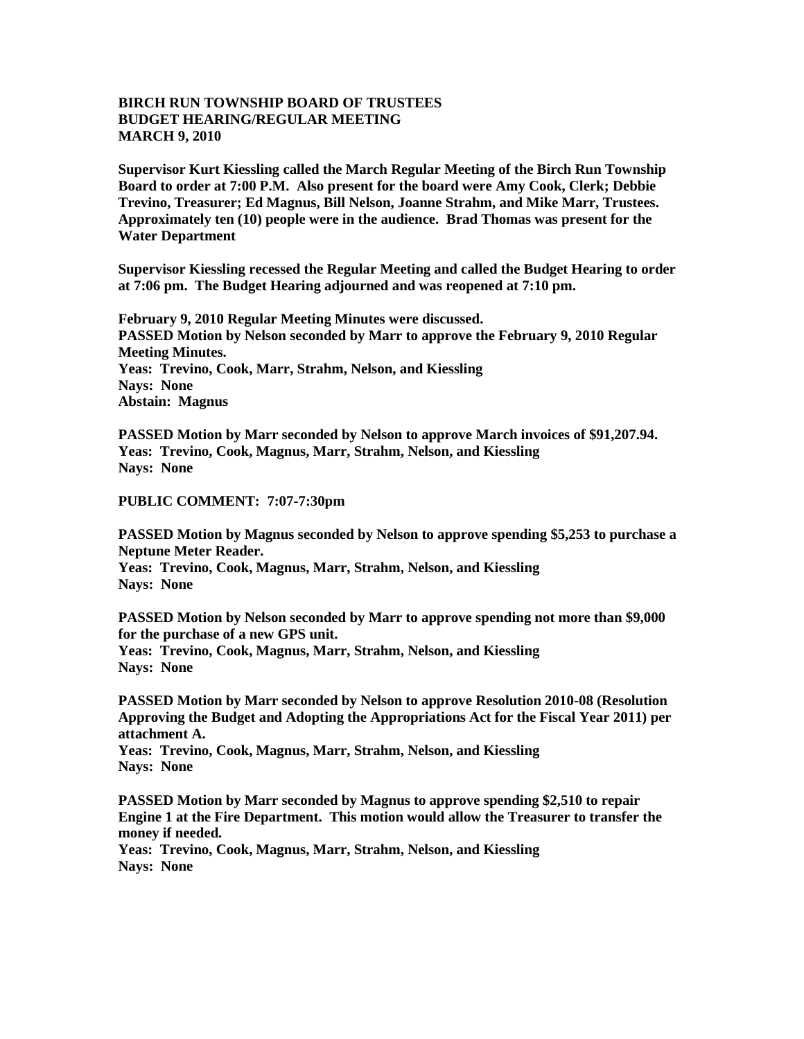**BIRCH RUN TOWNSHIP BOARD OF TRUSTEES**
**BUDGET HEARING/REGULAR MEETING**
**MARCH 9, 2010**

**Supervisor Kurt Kiessling called the March Regular Meeting of the Birch Run Township Board to order at 7:00 P.M. Also present for the board were Amy Cook, Clerk; Debbie Trevino, Treasurer; Ed Magnus, Bill Nelson, Joanne Strahm, and Mike Marr, Trustees. Approximately ten (10) people were in the audience. Brad Thomas was present for the Water Department**

**Supervisor Kiessling recessed the Regular Meeting and called the Budget Hearing to order at 7:06 pm. The Budget Hearing adjourned and was reopened at 7:10 pm.**

**February 9, 2010 Regular Meeting Minutes were discussed.**
**PASSED Motion by Nelson seconded by Marr to approve the February 9, 2010 Regular Meeting Minutes.**
**Yeas: Trevino, Cook, Marr, Strahm, Nelson, and Kiessling**
**Nays: None**
**Abstain: Magnus**

**PASSED Motion by Marr seconded by Nelson to approve March invoices of $91,207.94.**
**Yeas: Trevino, Cook, Magnus, Marr, Strahm, Nelson, and Kiessling**
**Nays: None**

**PUBLIC COMMENT: 7:07-7:30pm**

**PASSED Motion by Magnus seconded by Nelson to approve spending $5,253 to purchase a Neptune Meter Reader.**
**Yeas: Trevino, Cook, Magnus, Marr, Strahm, Nelson, and Kiessling**
**Nays: None**

**PASSED Motion by Nelson seconded by Marr to approve spending not more than $9,000 for the purchase of a new GPS unit.**
**Yeas: Trevino, Cook, Magnus, Marr, Strahm, Nelson, and Kiessling**
**Nays: None**

**PASSED Motion by Marr seconded by Nelson to approve Resolution 2010-08 (Resolution Approving the Budget and Adopting the Appropriations Act for the Fiscal Year 2011) per attachment A.**
**Yeas: Trevino, Cook, Magnus, Marr, Strahm, Nelson, and Kiessling**
**Nays: None**

**PASSED Motion by Marr seconded by Magnus to approve spending $2,510 to repair Engine 1 at the Fire Department. This motion would allow the Treasurer to transfer the money if needed.**
**Yeas: Trevino, Cook, Magnus, Marr, Strahm, Nelson, and Kiessling**
**Nays: None**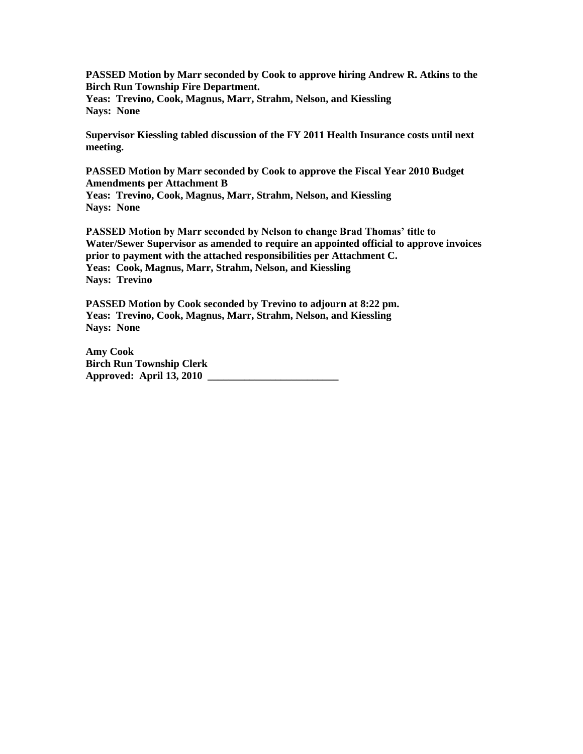**PASSED Motion by Marr seconded by Cook to approve hiring Andrew R. Atkins to the Birch Run Township Fire Department.**
**Yeas: Trevino, Cook, Magnus, Marr, Strahm, Nelson, and Kiessling**
**Nays: None**

**Supervisor Kiessling tabled discussion of the FY 2011 Health Insurance costs until next meeting.**

**PASSED Motion by Marr seconded by Cook to approve the Fiscal Year 2010 Budget Amendments per Attachment B**
**Yeas: Trevino, Cook, Magnus, Marr, Strahm, Nelson, and Kiessling**
**Nays: None**

**PASSED Motion by Marr seconded by Nelson to change Brad Thomas' title to Water/Sewer Supervisor as amended to require an appointed official to approve invoices prior to payment with the attached responsibilities per Attachment C.**
**Yeas: Cook, Magnus, Marr, Strahm, Nelson, and Kiessling**
**Nays: Trevino**

**PASSED Motion by Cook seconded by Trevino to adjourn at 8:22 pm.**
**Yeas: Trevino, Cook, Magnus, Marr, Strahm, Nelson, and Kiessling**
**Nays: None**

**Amy Cook**
**Birch Run Township Clerk**
**Approved: April 13, 2010 _________________________**